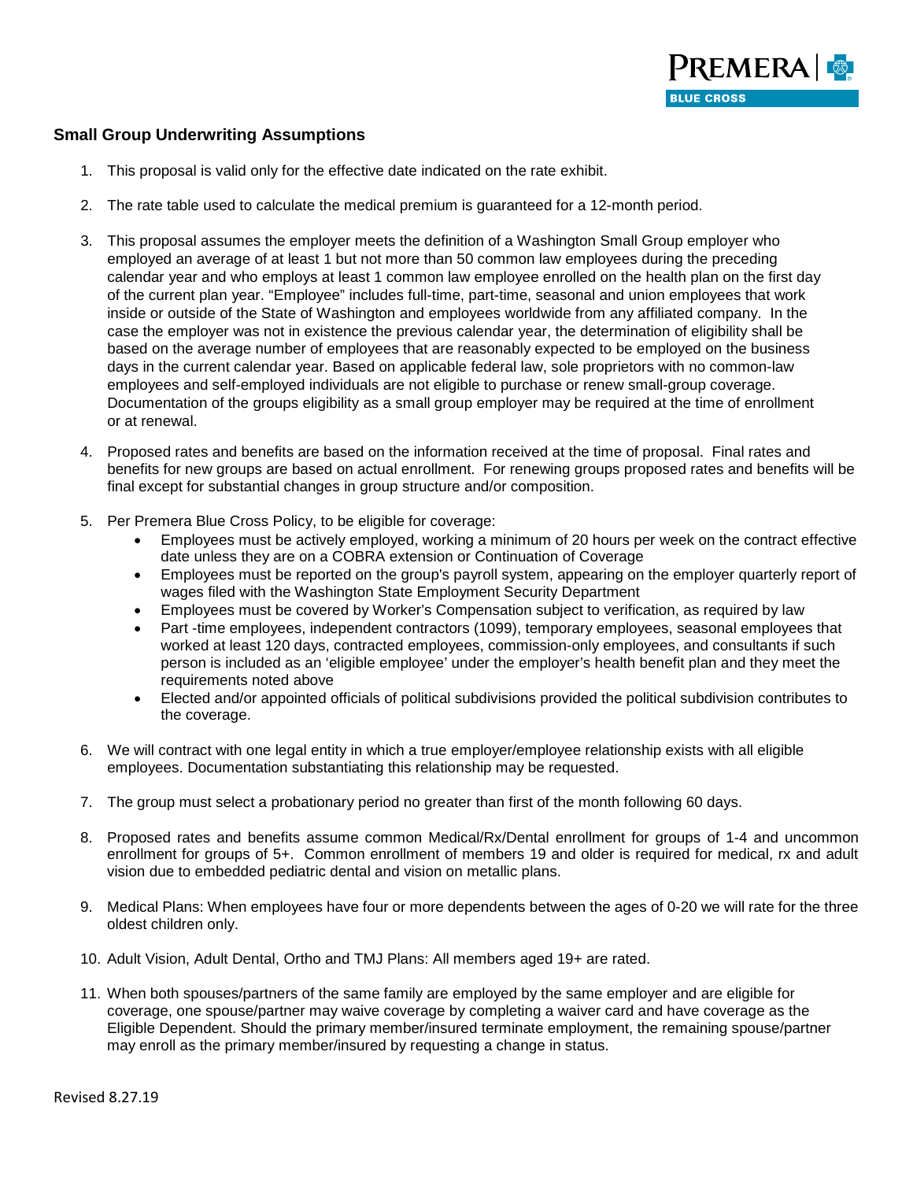## Small Group Underwriting Assumptions

1. This proposal is valid only for the effective date indicated on the rate exhibit.

2. The rate table used to calculate the medical premium is guaranteed for a 12-month period.

3. This proposal assumes the employer meets the definition of a Washington Small Group employer who employed an average of at least 1 but not more than 50 common law employees during the preceding calendar year and who employs at least 1 common law employee enrolled on the health plan on the first day of the current plan year. "Employee" includes full-time, part-time, seasonal and union employees that work inside or outside of the State of Washington and employees worldwide from any affiliated company. In the case the employer was not in existence the previous calendar year, the determination of eligibility shall be based on the average number of employees that are reasonably expected to be employed on the business days in the current calendar year. Based on applicable federal law, sole proprietors with no common-law employees and self-employed individuals are not eligible to purchase or renew small-group coverage. Documentation of the groups eligibility as a small group employer may be required at the time of enrollment or at renewal.

4. Proposed rates and benefits are based on the information received at the time of proposal. Final rates and benefits for new groups are based on actual enrollment. For renewing groups proposed rates and benefits will be final except for substantial changes in group structure and/or composition.

5. Per Premera Blue Cross Policy, to be eligible for coverage:
   - Employees must be actively employed, working a minimum of 20 hours per week on the contract effective date unless they are on a COBRA extension or Continuation of Coverage
   - Employees must be reported on the group's payroll system, appearing on the employer quarterly report of wages filed with the Washington State Employment Security Department
   - Employees must be covered by Worker's Compensation subject to verification, as required by law
   - Part -time employees, independent contractors (1099), temporary employees, seasonal employees that worked at least 120 days, contracted employees, commission-only employees, and consultants if such person is included as an 'eligible employee' under the employer's health benefit plan and they meet the requirements noted above
   - Elected and/or appointed officials of political subdivisions provided the political subdivision contributes to the coverage.

6. We will contract with one legal entity in which a true employer/employee relationship exists with all eligible employees. Documentation substantiating this relationship may be requested.

7. The group must select a probationary period no greater than first of the month following 60 days.

8. Proposed rates and benefits assume common Medical/Rx/Dental enrollment for groups of 1-4 and uncommon enrollment for groups of 5+. Common enrollment of members 19 and older is required for medical, rx and adult vision due to embedded pediatric dental and vision on metallic plans.

9. Medical Plans: When employees have four or more dependents between the ages of 0-20 we will rate for the three oldest children only.

10. Adult Vision, Adult Dental, Ortho and TMJ Plans: All members aged 19+ are rated.

11. When both spouses/partners of the same family are employed by the same employer and are eligible for coverage, one spouse/partner may waive coverage by completing a waiver card and have coverage as the Eligible Dependent. Should the primary member/insured terminate employment, the remaining spouse/partner may enroll as the primary member/insured by requesting a change in status.

Revised 8.27.19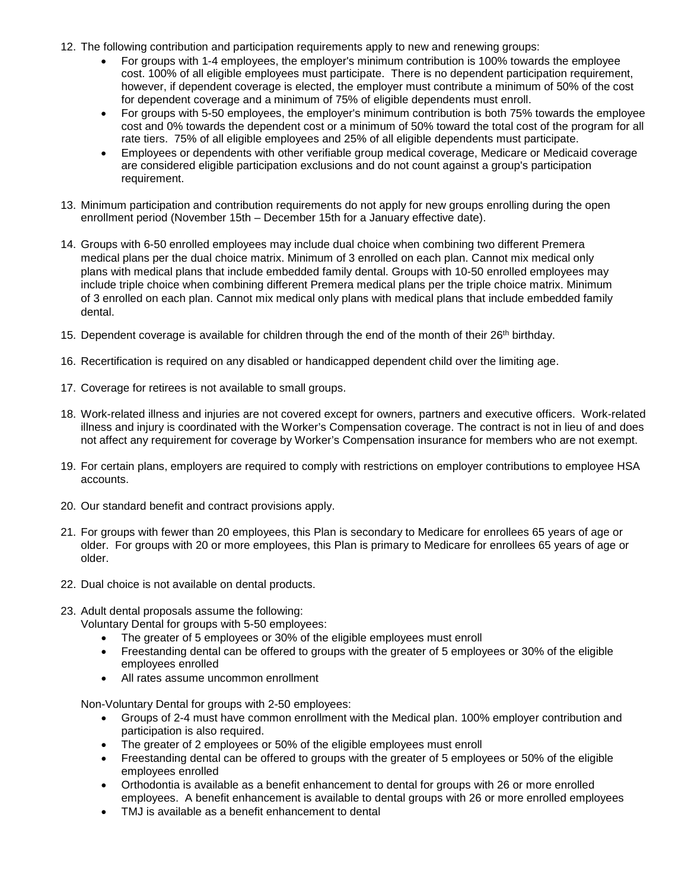12. The following contribution and participation requirements apply to new and renewing groups:
    - For groups with 1-4 employees, the employer's minimum contribution is 100% towards the employee cost. 100% of all eligible employees must participate. There is no dependent participation requirement, however, if dependent coverage is elected, the employer must contribute a minimum of 50% of the cost for dependent coverage and a minimum of 75% of eligible dependents must enroll.
    - For groups with 5-50 employees, the employer's minimum contribution is both 75% towards the employee cost and 0% towards the dependent cost or a minimum of 50% toward the total cost of the program for all rate tiers. 75% of all eligible employees and 25% of all eligible dependents must participate.
    - Employees or dependents with other verifiable group medical coverage, Medicare or Medicaid coverage are considered eligible participation exclusions and do not count against a group's participation requirement.

13. Minimum participation and contribution requirements do not apply for new groups enrolling during the open enrollment period (November 15th – December 15th for a January effective date).

14. Groups with 6-50 enrolled employees may include dual choice when combining two different Premera medical plans per the dual choice matrix. Minimum of 3 enrolled on each plan. Cannot mix medical only plans with medical plans that include embedded family dental. Groups with 10-50 enrolled employees may include triple choice when combining different Premera medical plans per the triple choice matrix. Minimum of 3 enrolled on each plan. Cannot mix medical only plans with medical plans that include embedded family dental.

15. Dependent coverage is available for children through the end of the month of their 26th birthday.

16. Recertification is required on any disabled or handicapped dependent child over the limiting age.

17. Coverage for retirees is not available to small groups.

18. Work-related illness and injuries are not covered except for owners, partners and executive officers. Work-related illness and injury is coordinated with the Worker's Compensation coverage. The contract is not in lieu of and does not affect any requirement for coverage by Worker's Compensation insurance for members who are not exempt.

19. For certain plans, employers are required to comply with restrictions on employer contributions to employee HSA accounts.

20. Our standard benefit and contract provisions apply.

21. For groups with fewer than 20 employees, this Plan is secondary to Medicare for enrollees 65 years of age or older. For groups with 20 or more employees, this Plan is primary to Medicare for enrollees 65 years of age or older.

22. Dual choice is not available on dental products.

23. Adult dental proposals assume the following:
    Voluntary Dental for groups with 5-50 employees:
    - The greater of 5 employees or 30% of the eligible employees must enroll
    - Freestanding dental can be offered to groups with the greater of 5 employees or 30% of the eligible employees enrolled
    - All rates assume uncommon enrollment

    Non-Voluntary Dental for groups with 2-50 employees:
    - Groups of 2-4 must have common enrollment with the Medical plan. 100% employer contribution and participation is also required.
    - The greater of 2 employees or 50% of the eligible employees must enroll
    - Freestanding dental can be offered to groups with the greater of 5 employees or 50% of the eligible employees enrolled
    - Orthodontia is available as a benefit enhancement to dental for groups with 26 or more enrolled employees. A benefit enhancement is available to dental groups with 26 or more enrolled employees
    - TMJ is available as a benefit enhancement to dental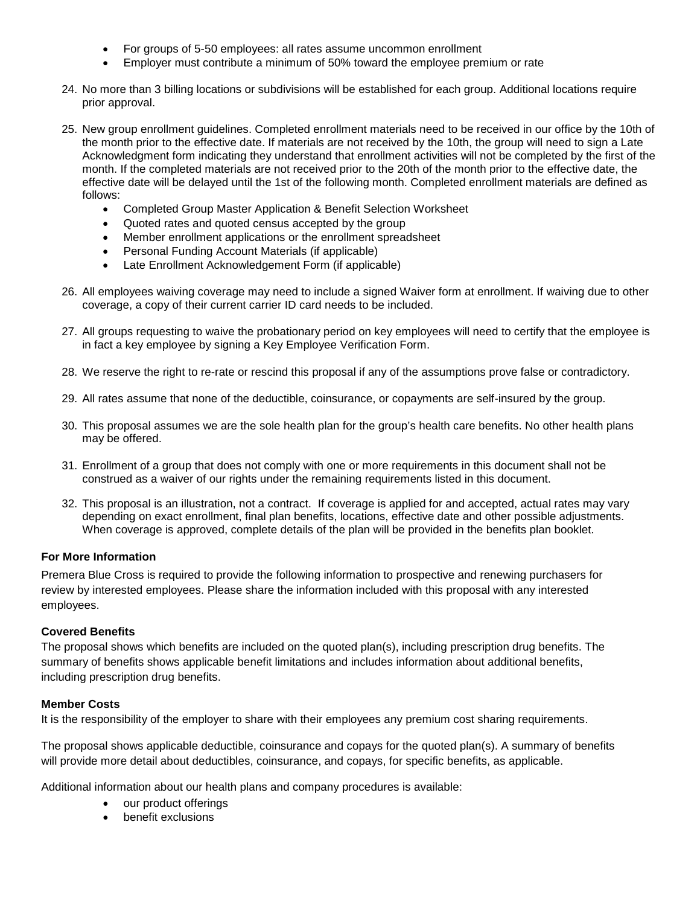- For groups of 5-50 employees: all rates assume uncommon enrollment
- Employer must contribute a minimum of 50% toward the employee premium or rate

24. No more than 3 billing locations or subdivisions will be established for each group. Additional locations require prior approval.

25. New group enrollment guidelines. Completed enrollment materials need to be received in our office by the 10th of the month prior to the effective date. If materials are not received by the 10th, the group will need to sign a Late Acknowledgment form indicating they understand that enrollment activities will not be completed by the first of the month. If the completed materials are not received prior to the 20th of the month prior to the effective date, the effective date will be delayed until the 1st of the following month. Completed enrollment materials are defined as follows:
    - Completed Group Master Application & Benefit Selection Worksheet
    - Quoted rates and quoted census accepted by the group
    - Member enrollment applications or the enrollment spreadsheet
    - Personal Funding Account Materials (if applicable)
    - Late Enrollment Acknowledgement Form (if applicable)

26. All employees waiving coverage may need to include a signed Waiver form at enrollment. If waiving due to other coverage, a copy of their current carrier ID card needs to be included.

27. All groups requesting to waive the probationary period on key employees will need to certify that the employee is in fact a key employee by signing a Key Employee Verification Form.

28. We reserve the right to re-rate or rescind this proposal if any of the assumptions prove false or contradictory.

29. All rates assume that none of the deductible, coinsurance, or copayments are self-insured by the group.

30. This proposal assumes we are the sole health plan for the group's health care benefits. No other health plans may be offered.

31. Enrollment of a group that does not comply with one or more requirements in this document shall not be construed as a waiver of our rights under the remaining requirements listed in this document.

32. This proposal is an illustration, not a contract. If coverage is applied for and accepted, actual rates may vary depending on exact enrollment, final plan benefits, locations, effective date and other possible adjustments. When coverage is approved, complete details of the plan will be provided in the benefits plan booklet.

**For More Information**

Premera Blue Cross is required to provide the following information to prospective and renewing purchasers for review by interested employees. Please share the information included with this proposal with any interested employees.

**Covered Benefits**

The proposal shows which benefits are included on the quoted plan(s), including prescription drug benefits. The summary of benefits shows applicable benefit limitations and includes information about additional benefits, including prescription drug benefits.

**Member Costs**

It is the responsibility of the employer to share with their employees any premium cost sharing requirements.

The proposal shows applicable deductible, coinsurance and copays for the quoted plan(s). A summary of benefits will provide more detail about deductibles, coinsurance, and copays, for specific benefits, as applicable.

Additional information about our health plans and company procedures is available:

- our product offerings
- benefit exclusions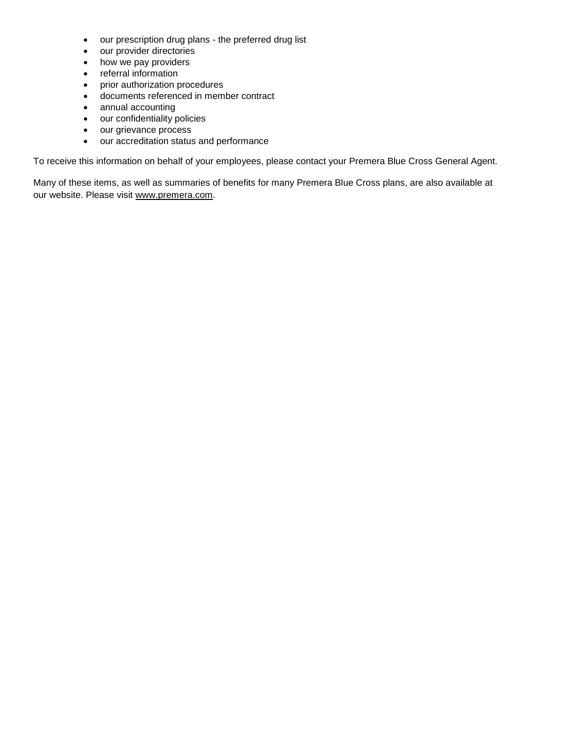- our prescription drug plans - the preferred drug list
- our provider directories
- how we pay providers
- referral information
- prior authorization procedures
- documents referenced in member contract
- annual accounting
- our confidentiality policies
- our grievance process
- our accreditation status and performance

To receive this information on behalf of your employees, please contact your Premera Blue Cross General Agent.

Many of these items, as well as summaries of benefits for many Premera Blue Cross plans, are also available at our website. Please visit www.premera.com.